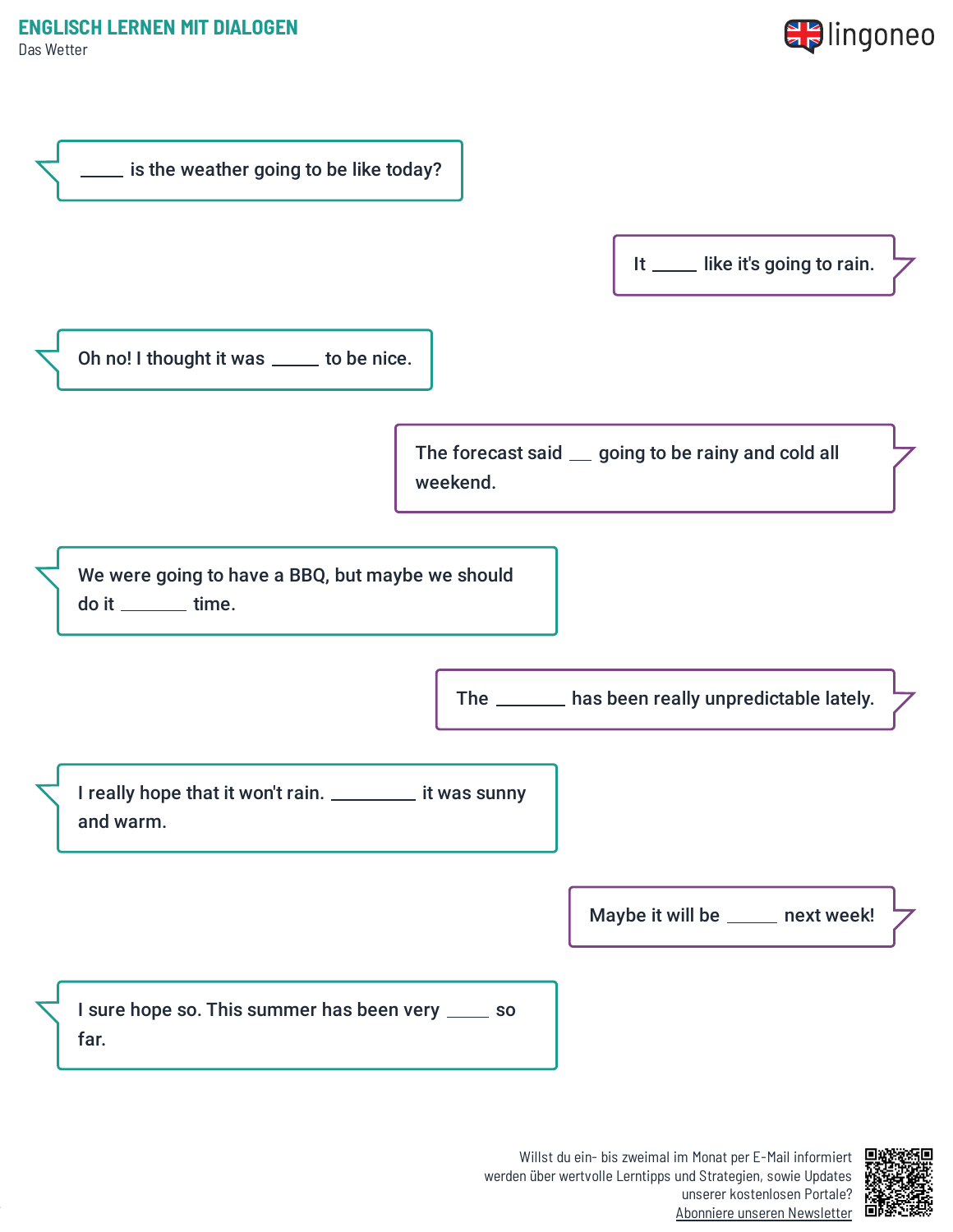## ENGLISCH LERNEN MIT DIALOGEN

Das Wetter

_____ is the weather going to be like today?

It _____ like it's going to rain.

Oh no! I thought it was _____ to be nice.

The forecast said ___ going to be rainy and cold all weekend.

We were going to have a BBQ, but maybe we should do it _______ time.

The _______ has been really unpredictable lately.

I really hope that it won't rain. _________ it was sunny and warm.

Maybe it will be _____ next week!

I sure hope so. This summer has been very _____ so far.

Willst du ein- bis zweimal im Monat per E-Mail informiert werden über wertvolle Lerntipps und Strategien, sowie Updates unserer kostenlosen Portale?
Abonniere unseren Newsletter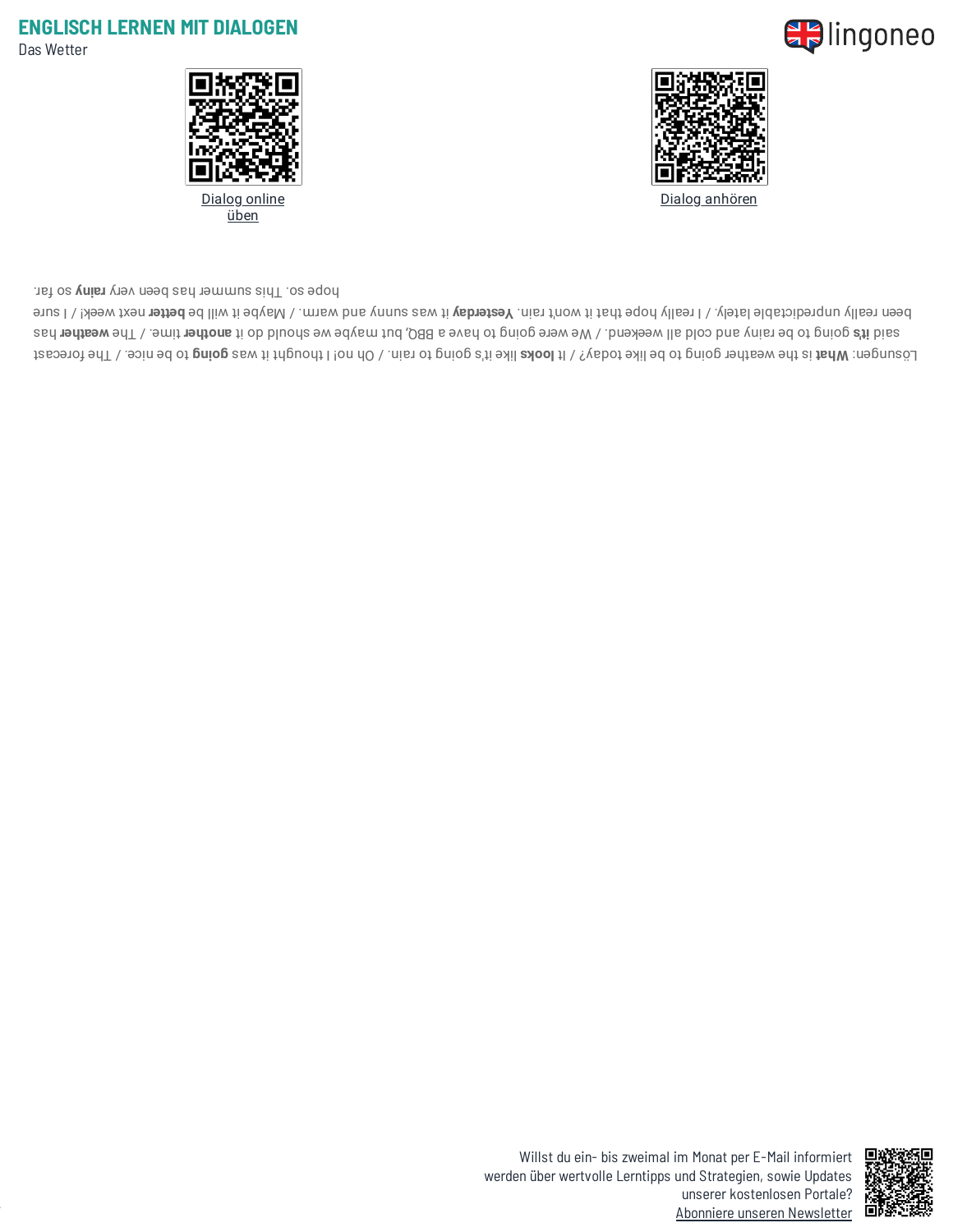# ENGLISCH LERNEN MIT DIALOGEN

Das Wetter

Dialog online üben

Dialog anhören

Lösungen: **What** is the weather going to be like today? / It **looks** like it's going to rain. / Oh no! I thought it was **going** to be nice. / The forecast said **it's** going to be rainy and cold all weekend. / We were going to have a BBQ, but maybe we should do it **another** time. / The **weather** has been really unpredictable lately. / I really hope that it won't rain. **Yesterday** it was sunny and warm. / Maybe it will be **better** next week! / I sure hope so. This summer has been very **rainy** so far.

Willst du ein- bis zweimal im Monat per E-Mail informiert werden über wertvolle Lerntipps und Strategien, sowie Updates unserer kostenlosen Portale? Abonniere unseren Newsletter